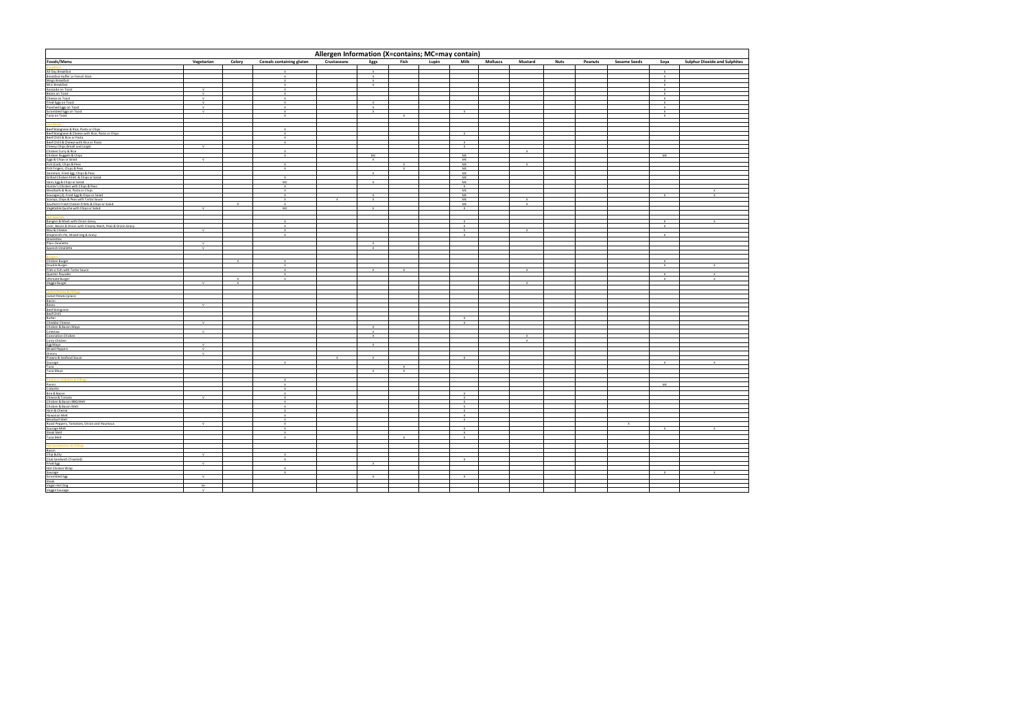| Allergen Information (X=contains; MC=may contain) | | | | | | | | | | | | | | | |
|---|---|---|---|---|---|---|---|---|---|---|---|---|---|---|---|
| **Foods/Menu** | **Vegetarian** | **Celery** | **Cereals containing gluten** | **Crustaceans** | **Eggs** | **Fish** | **Lupin** | **Milk** | **Molluscs** | **Mustard** | **Nuts** | **Peanuts** | **Sesame Seeds** | **Soya** | **Sulphur Dioxide and Sulphites** |
| **Breakfast** | | | | | | | | | | | | | | | |
| All Day Breakfast | | | X | | x | | | | | | | | | x | |
| Breakfast Waffle or French Stick | | | X | | x | | | | | | | | | x | |
| Mega Breakfast | | | X | | x | | | | | | | | | x | |
| Mini Breakfast | | | X | | x | | | | | | | | | x | |
| Avocado on Toast | V | | X | | | | | | | | | | | x | |
| Beans on Toast | V | | X | | | | | | | | | | | x | |
| Cheese on Toast | V | | X | | | | | | | | | | | x | |
| Fried Eggs on Toast | V | | X | | x | | | | | | | | | x | |
| Poached Eggs on Toast | V | | X | | x | | | | | | | | | x | |
| Scrambled Eggs on Toast | V | | X | | x | | | x | | | | | | x | |
| Tuna on Toast | | | X | | | x | | | | | | | | x | |
| **Hot Meals** | | | | | | | | | | | | | | | |
| Beef Bolognese & Rice, Pasta or Chips | | | X | | | | | | | | | | | | |
| Beef Bolognese & Cheese with Rice, Pasta or Chips | | | X | | | | | x | | | | | | | |
| Beef Chilli & Rice or Pasta | | | X | | | | | | | | | | | | |
| Beef Chilli & Cheese with Rice or Pasta | | | X | | | | | x | | | | | | | |
| Cheesy Chips (Small and Large) | V | | | | | | | x | | | | | | | |
| Chicken Curry & Rice | | | X | | | | | | | x | | | | | |
| Chicken Nuggets & Chips | | | X | | MC | | | MC | | | | | | MC | |
| Eggs & Chips or Salad | V | | | | x | | | MC | | | | | | | |
| Fish (Cod), Chips & Peas | | | X | | | x | | MC | | x | | | | | |
| Fish Fingers, Chips & Peas | | | X | | | x | | MC | | | | | | | |
| Gammon, Fried Egg, Chips & Peas | | | | | x | | | MC | | | | | | | |
| Grilled Chicken Fillet & Chips or Salad | | | X | | | | | MC | | | | | | | |
| Ham, Egg & Chips or Salad | | | MC | | x | | | MC | | | | | | | |
| Hunter's Chicken with Chips & Peas | | | X | | | | | x | | | | | | | |
| Meatballs & Rice, Pasta or Chips | | | X | | | | | MC | | | | | | | X |
| Sausages (2), Fried Egg & Chips or Salad | | | X | | x | | | MC | | | | | | x | X |
| Scampi, Chips & Peas with Tartar Sauce | | | X | X | x | | | MC | | x | | | | | |
| Southern Fried Chicken Fillets & Chips or Salad | | X | X | | | | | MC | | x | | | | | |
| Vegetable Quiche with Chips or Salad | V | | MC | | x | | | x | | | | | | | |
| **Hot Specials** | | | | | | | | | | | | | | | |
| Bangers & Mash with Onion Gravy | | | X | | | | | x | | | | | | x | X |
| Liver, Bacon & Onion with Creamy Mash, Peas & Onion Gravy | | | X | | | | | x | | | | | | x | |
| Mac & Cheese | V | | X | | | | | x | | x | | | | | |
| Shepherd's Pie, Mixed Veg & Gravy | | | X | | | | | x | | | | | | x | |
| Omelettes | | | | | | | | | | | | | | | |
| Plain Omelette | V | | | | x | | | | | | | | | | |
| Spanish Omelette | V | | | | x | | | | | | | | | | |
| **Burgers** | | | | | | | | | | | | | | | |
| Chicken Burger | | X | X | | | | | | | | | | | x | |
| Double Burger | | | X | | | | | | | | | | | x | X |
| Filet-o-Fish with Tartar Sauce | | | X | | x | x | | | | x | | | | | |
| Quarter Pounder | | | X | | | | | | | | | | | x | X |
| Ultimate Burger | | X | X | | | | | | | | | | | x | X |
| Veggie Burger | V | X | | | | | | | | x | | | | | |
| **Jacket Potatoes & Fillings** | | | | | | | | | | | | | | | |
| Jacket Potato (plain) | | | | | | | | | | | | | | | |
| Bacon | | | | | | | | | | | | | | | |
| Beans | V | | | | | | | | | | | | | | |
| Beef Bolognese | | | | | | | | | | | | | | | |
| Beef Chilli | | | | | | | | | | | | | | | |
| Butter | | | | | | | | x | | | | | | | |
| Cheddar Cheese | V | | | | | | | x | | | | | | | |
| Chicken & Bacon Mayo | | | | | x | | | | | | | | | | |
| Coleslaw | V | | | | x | | | | | | | | | | |
| Coronation Chicken | | | | | x | | | | | x | | | | | |
| Curry Chicken | | | | | | | | | | x | | | | | |
| Egg Mayo | V | | | | x | | | | | | | | | | |
| Mixed Peppers | V | | | | | | | | | | | | | | |
| Onions | V | | | | | | | | | | | | | | |
| Prawns & Seafood Sauce | | | | X | x | | | x | | | | | | | |
| Sausage | | | X | | | | | | | | | | | x | X |
| Tuna | | | | | | x | | | | | | | | | |
| Tuna Mayo | | | | | x | x | | | | | | | | | |
| **Paninis / Ciabatta & Fillings** | | | X | | | | | | | | | | | | |
| Panini | | | X | | | | | | | | | | | MC | |
| Ciabatta | | | X | | | | | | | | | | | | |
| Brie & Bacon | | | X | | | | | x | | | | | | | |
| Cheese & Tomato | V | | X | | | | | x | | | | | | | |
| Chicken & Bacon BBQ Melt | | | X | | | | | x | | | | | | | |
| Chicken & Bacon Melt | | | X | | | | | x | | | | | | | |
| Ham & Cheese | | | X | | | | | x | | | | | | | |
| Hawaiian Melt | | | X | | | | | x | | | | | | | |
| Meatball Melt | | | X | | | | | x | | | | | | | |
| Roast Peppers, Tomatoes, Onion and Houmous | V | | X | | | | | | | | | | X | | |
| Sausage Melt | | | X | | | | | x | | | | | | x | X |
| Steak Melt | | | X | | | | | x | | | | | | | |
| Tuna Melt | | | X | | | x | | x | | | | | | | |
| **Hot Sandwiches & Fillings** | | | | | | | | | | | | | | | |
| Bacon | | | | | | | | | | | | | | | |
| Chip Butty | V | | X | | | | | | | | | | | | |
| Club Sandwich (Toasted) | | | X | | | | | x | | | | | | | |
| Fried Egg | V | | | | x | | | | | | | | | | |
| Hot Chicken Wrap | | | X | | | | | | | | | | | | |
| Sausage | | | X | | | | | | | | | | | x | X |
| Scrambled Egg | V | | | | x | | | x | | | | | | | |
| Steak | | | | | | | | | | | | | | | |
| Vegan Hot Dog | Ve | | | | | | | | | | | | | | |
| Veggie Sausage | V | | | | | | | | | | | | | | |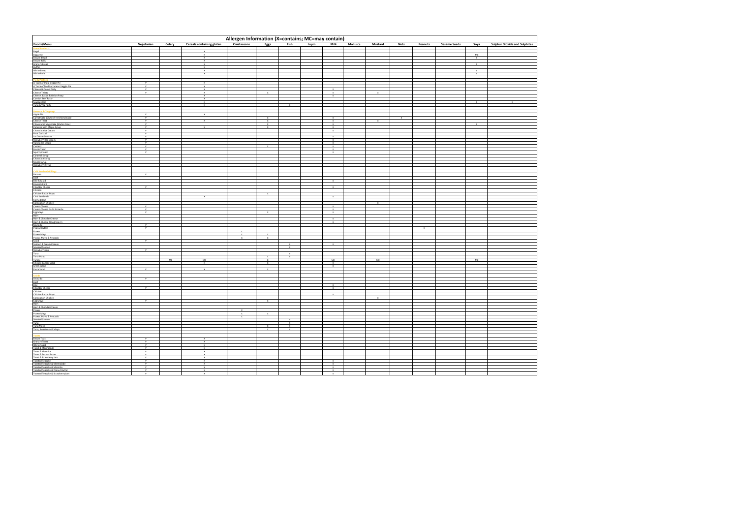| Allergen Information (X=contains; MC=may contain) | | | | | | | | | | | | | | | |
|---|---|---|---|---|---|---|---|---|---|---|---|---|---|---|---|
| **Foods/Menu** | **Vegetarian** | **Celery** | **Cereals containing gluten** | **Crustaceans** | **Eggs** | **Fish** | **Lupin** | **Milk** | **Molluscs** | **Mustard** | **Nuts** | **Peanuts** | **Sesame Seeds** | **Soya** | **Sulphur Dioxide and Sulphites** |
| **Bread & Rolls** | | | | | | | | | | | | | | | |
| Bagel | | | X | | | | | | | | | | | | |
| Baguette | | | X | | | | | | | | | | | MC | |
| Brown Bread | | | X | | | | | | | | | | | X | |
| Brown Rolls | | | X | | | | | | | | | | | | |
| Granary Bread | | | X | | | | | | | | | | | | |
| Huffer | | | X | | | | | | | | | | | X | |
| White Bread | | | X | | | | | | | | | | | X | |
| White Rolls | | | X | | | | | | | | | | | X | |
| **Pies & Pasties** | | | | | | | | | | | | | | | |
| A Taste of India Veggie Pie | V | | X | | | | | | | | | | | | |
| A Taste of Mediterranean Veggie Pie | V | | X | | | | | | | | | | | | |
| Cheese & Onion Pasty | V | | X | | | | | X | | | | | | | |
| Cheese Twists | V | | X | | X | | | X | | X | | | | | |
| Cheese, Bacon & Onion Pasty | | | X | | | | | X | | | | | | | |
| Cornish Beef Pasty | | | X | | | | | | | | | | | | |
| Sausage Roll | | | X | | | | | | | | | | | X | X |
| Tuna & Veg Pasty | | | X | | | X | | | | | | | | | |
| **Desserts & Toppings** | | | | | | | | | | | | | | | |
| Apple Pie | V | | X | | | | | | | | | | | | |
| Carrot Cake (Gluten Free) Handmade | V | | | | X | | | X | | | X | | | | |
| Cheese Tart | V | | X | | X | | | X | | X | | | | | |
| Chocolate Fudge Cake (Gluten Free) | V | | | | X | | | X | | | | | | X | |
| Pancake with Maple Syrup | V | | X | | X | | | X | | | | | | | |
| Chocolate Ice Cream | V | | | | | | | X | | | | | | | |
| Fruit Cocktail | V | | | | | | | | | | | | | | |
| Ice Cream Sundae | V | | | | | | | X | | | | | | | |
| Strawberry Ice Cream | V | | | | | | | X | | | | | | | |
| Vanilla Ice Cream | V | | | | | | | X | | | | | | | |
| Custard | V | | | | X | | | X | | | | | | | |
| Fresh Cream | V | | | | | | | X | | | | | | | |
| Squirty Cream | V | | | | | | | X | | | | | | | |
| Caramel Syrup | | | | | | | | | | | | | | | |
| Chocolate Syrup | | | | | | | | | | | | | | | |
| Maple Syrup | | | | | | | | | | | | | | | |
| Strawberry Syrup | | | | | | | | | | | | | | | |
| **Cold Sandwich Fillings** | | | | | | | | | | | | | | | |
| Banana | V | | | | | | | | | | | | | | |
| Beef | | | | | | | | | | | | | | | |
| Brie & Salad | | | | | | | | X | | | | | | | |
| Brussels Pâté | | | | | | | | | | | | | | | |
| Cheddar Cheese | V | | | | | | | X | | | | | | | |
| Chicken | | | | | | | | | | | | | | | |
| Chicken Bacon Mayo | | | | | X | | | | | | | | | | |
| Club Sandwich | | | X | | | | | X | | | | | | | |
| Corned Beef | | | | | | | | | | | | | | | |
| Coronation Chicken | | | | | | | | | | X | | | | | |
| Cream Cheese | V | | | | | | | X | | | | | | | |
| Cream Cheese Garlic & Herbs | V | | | | | | | X | | | | | | | |
| Egg Mayo | V | | | | X | | | X | | | | | | | |
| Ham | | | | | | | | | | | | | | | |
| Ham & Cheddar Cheese | | | | | | | | X | | | | | | | |
| Ham & Cheese Ploughman's | | | | | | | | X | | | | | | | |
| Marmite | V | | | | | | | | | | | | | | |
| Peanut Butter | V | | | | | | | | | | | X | | | |
| Prawn | | | | X | | | | | | | | | | | |
| Prawn Mayo | | | | X | X | | | | | | | | | | |
| Prawn, Mayo & Avocado | | | | X | X | | | | | | | | | | |
| Salad | V | | | | | | | | | | | | | | |
| Salmon & Cream Cheese | | | | | | X | | X | | | | | | | |
| Smoked Salmon | | | | | | X | | | | | | | | | |
| Strawberry Jam | V | | | | | | | | | | | | | | |
| Tuna | | | | | | X | | | | | | | | | |
| Tuna Mayo | | | | | X | X | | | | | | | | | |
| Turkey | | MC | MC | | X | | | MC | | MC | | | | MC | |
| Chicken Caesar Salad | | | X | | X | | | X | | | | | | | |
| Greek Salad | | | | | | | | X | | | | | | | |
| Pasta Salad | V | | X | | X | | | | | | | | | | |
| **Fillings** | | | | | | | | | | | | | | | |
| Avocado | V | | | | | | | | | | | | | | |
| Beef | | | | | | | | | | | | | | | |
| Brie | | | | | | | | X | | | | | | | |
| Cheddar Cheese | V | | | | | | | X | | | | | | | |
| Chicken | | | | | | | | | | | | | | | |
| Chicken Bacon Mayo | | | | | | | | X | | | | | | | |
| Coronation Chicken | | | | | | | | | | X | | | | | |
| Egg Mayo | V | | | | X | | | | | | | | | | |
| Ham | | | | | | | | | | | | | | | |
| Ham & Cheddar Cheese | | | | | | | | | | | | | | | |
| Prawn | | | | X | | | | | | | | | | | |
| Prawn Mayo | | | | X | X | | | | | | | | | | |
| Prawn, Mayo & Avocado | | | | X | | | | | | | | | | | |
| Smoked Salmon | | | | | | X | | | | | | | | | |
| Tuna | | | | | | X | | | | | | | | | |
| Tuna Mayo | | | | | X | X | | | | | | | | | |
| Tuna, Sweetcorn & Mayo | | | | | X | X | | | | | | | | | |
| **Toast** | | | | | | | | | | | | | | | |
| Brown Toast | V | | X | | | | | | | | | | | | |
| Granary Toast | V | | X | | | | | | | | | | | | |
| White Toast | V | | X | | | | | | | | | | | | |
| Toast & Marmalade | V | | X | | | | | | | | | | | | |
| Toast & Marmite | V | | X | | | | | | | | | | | | |
| Toast & Peanut Butter | V | | X | | | | | | | | | | | | |
| Toast & Strawberry Jam | V | | X | | | | | | | | | | | | |
| Toasted Teacake | V | | X | | | | | X | | | | | | | |
| Toasted Teacake & Marmalade | V | | X | | | | | X | | | | | | | |
| Toasted Teacake & Marmite | V | | X | | | | | X | | | | | | | |
| Toasted Teacake & Peanut Butter | V | | X | | | | | X | | | | | | | |
| Toasted Teacake & Strawberry Jam | V | | X | | | | | X | | | | | | | |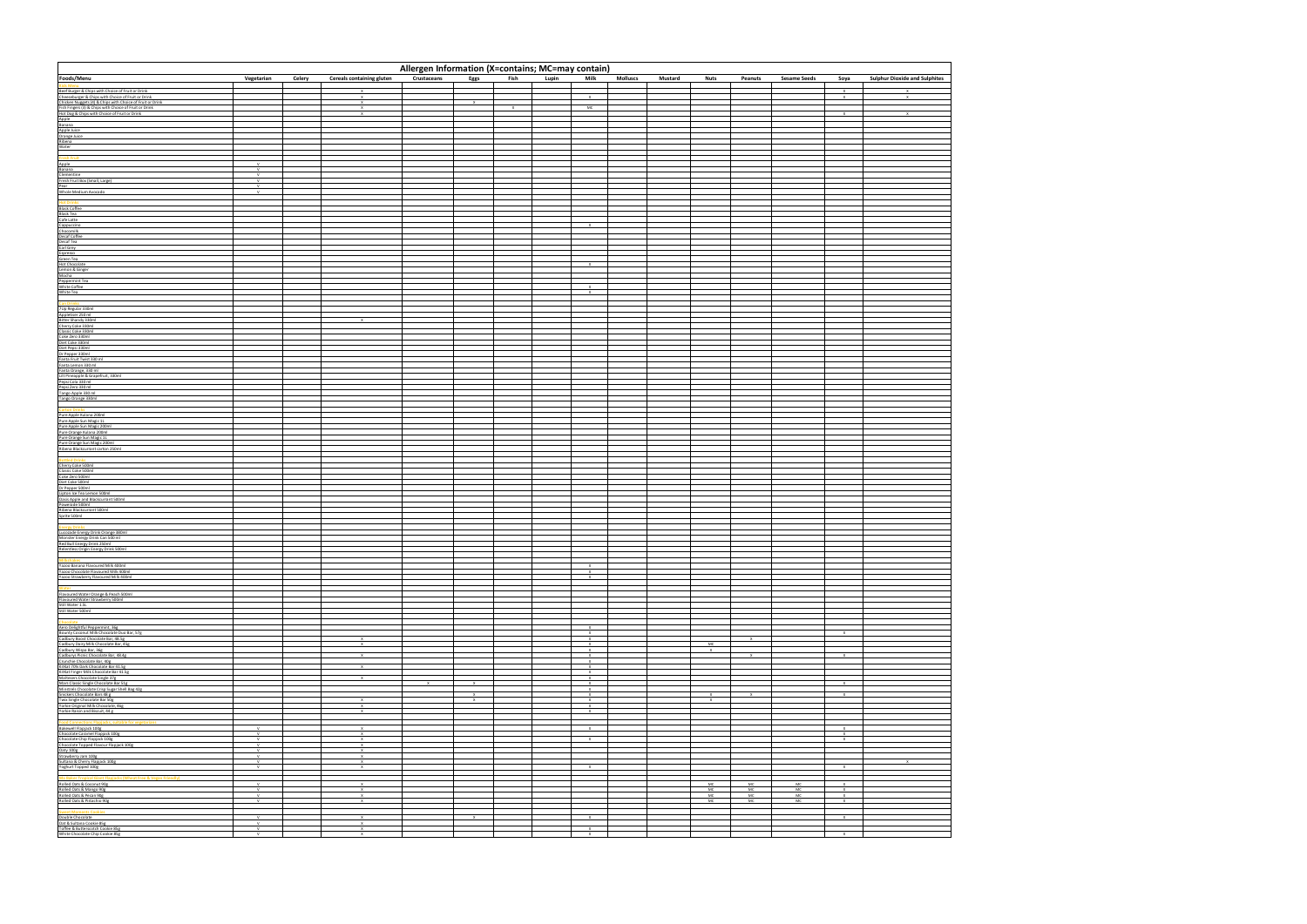**Allergen Information (X=contains; MC=may contain)**

| Foods/Menu | Vegetarian | Celery | Cereals containing gluten | Crustaceans | Eggs | Fish | Lupin | Milk | Molluscs | Mustard | Nuts | Peanuts | Sesame Seeds | Soya | Sulphur Dioxide and Sulphites |
|---|---|---|---|---|---|---|---|---|---|---|---|---|---|---|---|
| **Kids Menu** | | | | | | | | | | | | | | | |
| Beef Burger & Chips with Choice of Fruit or Drink | | | X | | | | | | | | | | | x | X |
| Cheeseburger & Chips with Choice of Fruit or Drink | | | X | | | | | x | | | | | | x | |
| Chicken Nuggets (4) & Chips with Choice of Fruit or Drink | | | X | | x | | | | | | | | | | |
| Fish Fingers (3) & Chips with Choice of Fruit or Drink | | | X | | | x | | MC | | | | | | | |
| Hot Dog & Chips with Choice of Fruit or Drink | | | X | | | | | | | | | | | x | X |
| Apple | | | | | | | | | | | | | | | |
| Banana | | | | | | | | | | | | | | | |
| Apple Juice | | | | | | | | | | | | | | | |
| Orange Juice | | | | | | | | | | | | | | | |
| Ribena | | | | | | | | | | | | | | | |
| Water | | | | | | | | | | | | | | | |
| **Fresh Fruit** | | | | | | | | | | | | | | | |
| Apple | V | | | | | | | | | | | | | | |
| Banana | V | | | | | | | | | | | | | | |
| Clementine | V | | | | | | | | | | | | | | |
| Fresh Fruit Box (Small, Large) | V | | | | | | | | | | | | | | |
| Pear | V | | | | | | | | | | | | | | |
| Whole Medium Avocado | V | | | | | | | | | | | | | | |
| **Hot Drinks** | | | | | | | | | | | | | | | |
| Black Coffee | | | | | | | | | | | | | | | |
| Black Tea | | | | | | | | | | | | | | | |
| Cafe Latte | | | | | | | | | | | | | | | |
| Cappuccino | | | | | | | | x | | | | | | | |
| Chocomilk | | | | | | | | | | | | | | | |
| Decaf Coffee | | | | | | | | | | | | | | | |
| Decaf Tea | | | | | | | | | | | | | | | |
| Earl Grey | | | | | | | | | | | | | | | |
| Espresso | | | | | | | | | | | | | | | |
| Green Tea | | | | | | | | | | | | | | | |
| Hot Chocolate | | | | | | | | x | | | | | | | |
| Lemon & Ginger | | | | | | | | | | | | | | | |
| Mocha | | | | | | | | | | | | | | | |
| Peppermint Tea | | | | | | | | | | | | | | | |
| White Coffee | | | | | | | | x | | | | | | | |
| White Tea | | | | | | | | x | | | | | | | |
| **Can Drinks** | | | | | | | | | | | | | | | |
| 7Up Regular 330ml | | | | | | | | | | | | | | | |
| Appletiser 250ml | | | | | | | | | | | | | | | |
| Bitter Shandy 330ml | | | X | | | | | | | | | | | | |
| Cherry Coke 330ml | | | | | | | | | | | | | | | |
| Classic Coke 330ml | | | | | | | | | | | | | | | |
| Coke Zero 330ml | | | | | | | | | | | | | | | |
| Diet Coke 330ml | | | | | | | | | | | | | | | |
| Diet Pepsi 330ml | | | | | | | | | | | | | | | |
| Dr Pepper 330ml | | | | | | | | | | | | | | | |
| Fanta Fruit Twist 330 ml | | | | | | | | | | | | | | | |
| Fanta Lemon 330 ml | | | | | | | | | | | | | | | |
| Fanta Orange, 330 ml | | | | | | | | | | | | | | | |
| J2O Pineapple & Grapefruit, 330ml | | | | | | | | | | | | | | | |
| Pepsi Cola 330ml | | | | | | | | | | | | | | | |
| Pepsi Zero 330ml | | | | | | | | | | | | | | | |
| Tango Apple 330 ml | | | | | | | | | | | | | | | |
| Tango Orange 330ml | | | | | | | | | | | | | | | |
| **Carton Drinks** | | | | | | | | | | | | | | | |
| Pure Apple Kalana 200ml | | | | | | | | | | | | | | | |
| Pure Apple Sun Magic 1L | | | | | | | | | | | | | | | |
| Pure Apple Sun Magic 200ml | | | | | | | | | | | | | | | |
| Pure Orange Kalana 200ml | | | | | | | | | | | | | | | |
| Pure Orange Sun Magic 1L | | | | | | | | | | | | | | | |
| Pure Orange Sun Magic 200ml | | | | | | | | | | | | | | | |
| Ribena Blackcurrant carton 250ml | | | | | | | | | | | | | | | |
| **Bottled Drinks** | | | | | | | | | | | | | | | |
| Cherry Coke 500ml | | | | | | | | | | | | | | | |
| Classic Coke 500ml | | | | | | | | | | | | | | | |
| Coke Zero 500ml | | | | | | | | | | | | | | | |
| Diet Coke 500ml | | | | | | | | | | | | | | | |
| Dr Pepper 500ml | | | | | | | | | | | | | | | |
| Lipton Ice Tea Lemon 500ml | | | | | | | | | | | | | | | |
| Oasis Apple and Blackcurrant 500ml | | | | | | | | | | | | | | | |
| Powerade 500ml | | | | | | | | | | | | | | | |
| Ribena Blackcurrant 500ml | | | | | | | | | | | | | | | |
| Sprite 500ml | | | | | | | | | | | | | | | |
| **Energy Drinks** | | | | | | | | | | | | | | | |
| Lucozade Energy Drink Orange 380ml | | | | | | | | | | | | | | | |
| Monster Energy Drink Can 500 ml | | | | | | | | | | | | | | | |
| Red Bull Energy Drink 250ml | | | | | | | | | | | | | | | |
| Relentless Origin Energy Drink 500ml | | | | | | | | | | | | | | | |
| **Milkshakes** | | | | | | | | | | | | | | | |
| Yazoo Banana Flavoured Milk 400ml | | | | | | | | x | | | | | | | |
| Yazoo Chocolate Flavoured Milk 400ml | | | | | | | | x | | | | | | | |
| Yazoo Strawberry Flavoured Milk 400ml | | | | | | | | x | | | | | | | |
| **Water** | | | | | | | | | | | | | | | |
| Flavoured Water Orange & Peach 500ml | | | | | | | | | | | | | | | |
| Flavoured Water Strawberry 500ml | | | | | | | | | | | | | | | |
| Still Water 1.5L | | | | | | | | | | | | | | | |
| Still Water 500ml | | | | | | | | | | | | | | | |
| **Chocolate** | | | | | | | | | | | | | | | |
| Aero Delightful Peppermint, 36g | | | | | | | | x | | | | | | | |
| Bounty Coconut Milk Chocolate Duo Bar, 57g | | | | | | | | x | | | | | | x | |
| Cadbury Boost Chocolate Bar, 48.5g | | | X | | | | | x | | | | x | | | |
| Cadbury Dairy Milk Chocolate Bar, 45g | | | | | | | | x | | | MC | | | | |
| Cadbury Wispa Bar, 36g | | | | | | | | x | | | x | | | | |
| Cadburys Picnic Chocolate Bar, 48.4g | | | X | | | | | x | | | | x | | x | |
| Crunchie Chocolate Bar, 40g | | | | | | | | x | | | | | | | |
| KitKat 70% Dark Chocolate Bar 41.5g | | | X | | | | | x | | | | | | | |
| KitKat Finger Milk Chocolate Bar 41.5g | | | | | | | | x | | | | | | | |
| Maltesers Chocolate Single 37g | | | X | | | | | x | | | | | | | |
| Mars Classic Single Chocolate Bar 51g | | | | X | x | | | x | | | | | | x | |
| Minstrels Chocolate Crisp Sugar Shell Bag 42g | | | | | | | | x | | | | | | | |
| Snickers Chocolate Bars 48 g | | | | | x | | | x | | | x | x | | x | |
| Twix Single Chocolate Bar 50g | | | X | | x | | | x | | | x | | | | |
| Yorkie Original Milk Chocolate, 46g | | | X | | | | | x | | | | | | | |
| Yorkie Raisin and Biscuit, 44 g | | | X | | | | | x | | | | | | | |
| **Flapjacks - Suitable for Vegetarians** | | | | | | | | | | | | | | | |
| Bakewell Flapjack 100g | V | | X | | | | | x | | | | | | x | |
| Chocolate Caramel Flapjack 100g | V | | X | | | | | | | | | | | x | |
| Chocolate Chip Flapjack 100g | V | | X | | | | | x | | | | | | x | |
| Chocolate Topped Flavour Flapjack 100g | V | | X | | | | | | | | | | | | |
| Date 100g | V | | X | | | | | | | | | | | | |
| Strawberry Jam 100g | V | | X | | | | | | | | | | | | |
| Sultana & Cherry Flapjack 100g | V | | X | | | | | | | | | | | | X |
| Yoghurt Topped 100g | V | | X | | | | | x | | | | | | x | |
| **(Wheatfree & Vegan Friendly)** | | | | | | | | | | | | | | | |
| Rolled Oats & Coconut 90g | V | | X | | | | | | | | MC | MC | MC | x | |
| Rolled Oats & Mango 90g | V | | X | | | | | | | | MC | MC | MC | x | |
| Rolled Oats & Pecan 90g | V | | X | | | | | | | | MC | MC | MC | x | |
| Rolled Oats & Pistachio 90g | V | | X | | | | | | | | MC | MC | MC | x | |
| **Cookies** | | | | | | | | | | | | | | | |
| Double Chocolate | V | | X | | x | | | x | | | | | | x | |
| Oat & Sultana Cookie 85g | V | | X | | | | | | | | | | | | |
| Toffee & Butterscotch Cookie 85g | V | | X | | | | | x | | | | | | | |
| White Chocolate Chip Cookie 85g | V | | X | | | | | x | | | | | | x | |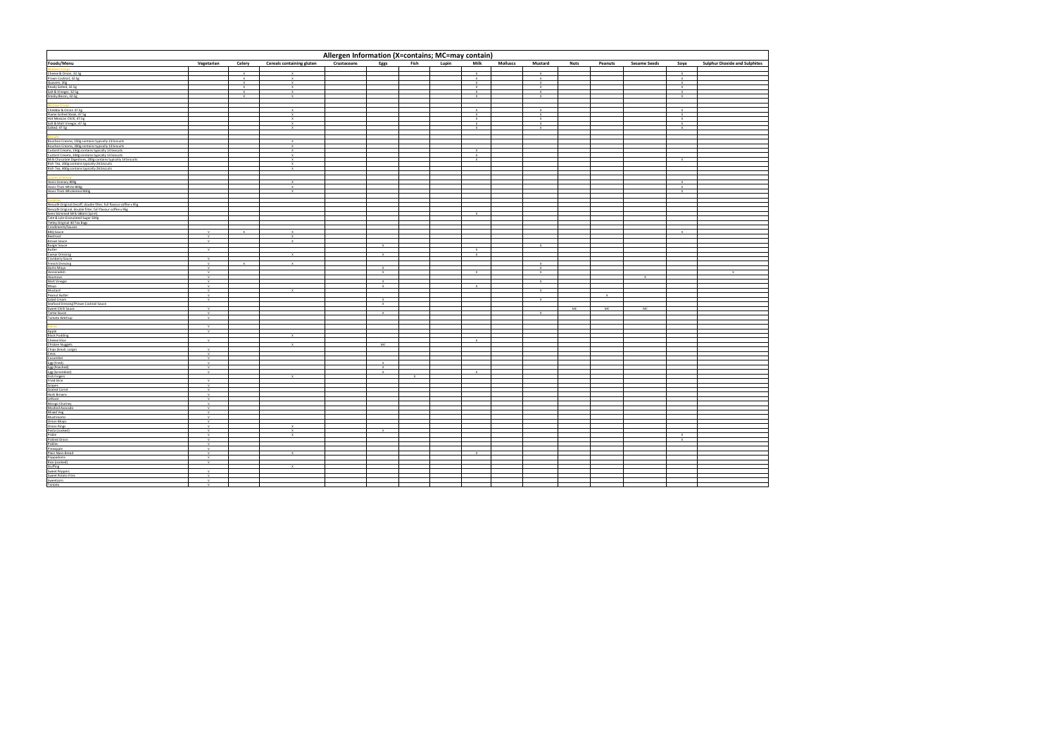# Allergen Information (X=contains; MC=may contain)

| Foods/Menu | Vegetarian | Celery | Cereals containing gluten | Crustaceans | Eggs | Fish | Lupin | Milk | Molluscs | Mustard | Nuts | Peanuts | Sesame Seeds | Soya | Sulphur Dioxide and Sulphites |
|---|---|---|---|---|---|---|---|---|---|---|---|---|---|---|---|
| Walkers Crisps | | | | | | | | | | | | | | | |
| Cheese & Onion, 32.5g | | X | X | | | | | X | | X | | | | X | |
| Prawn Cocktail, 32.5g | | X | X | | | | | X | | X | | | | X | |
| Quavers, 20g | | X | X | | | | | X | | X | | | | X | |
| Ready Salted, 32.5g | | X | X | | | | | X | | X | | | | X | |
| Salt & Vinegar, 32.5g | | X | X | | | | | X | | X | | | | X | |
| Smoky Bacon, 32.5g | | X | X | | | | | X | | X | | | | X | |
| | | | | | | | | | | | | | | | |
| McCoys Crisps | | | | | | | | | | | | | | | |
| Cheddar & Onion 47.5g | | | X | | | | | X | | X | | | | X | |
| Flame Grilled Steak, 47.5g | | | X | | | | | X | | X | | | | X | |
| Hot Mexican Chilli, 47.5g | | | X | | | | | X | | X | | | | X | |
| Salt & Malt Vinegar, 47.5g | | | X | | | | | X | | X | | | | X | |
| Salted, 47.5g | | | X | | | | | X | | X | | | | X | |
| | | | | | | | | | | | | | | | |
| Biscuits | | | | | | | | | | | | | | | |
| Bourbon Creams, 150g contains typically 13 biscuits | | | X | | | | | | | | | | | | |
| Bourbon Creams, 400g contains typically 13 biscuits | | | X | | | | | | | | | | | | |
| Custard Creams, 150g contains typically 13 biscuits | | | X | | | | | X | | | | | | | |
| Custard Creams, 400g contains typically 13 biscuits | | | X | | | | | X | | | | | | | |
| Milk Chocolate Digestives, 200g contains typically 14 biscuits | | | X | | | | | X | | | | | | X | |
| Rich Tea, 200g contains typically 26 biscuits | | | X | | | | | | | | | | | | |
| Rich Tea, 400g contains typically 26 biscuits | | | X | | | | | | | | | | | | |
| | V | | | | | | | | | | | | | | |
| Bread | | | | | | | | | | | | | | | |
| Hovis Granary 800g | | | X | | | | | | | | | | | X | |
| Hovis Thick White 800g | | | X | | | | | | | | | | | X | |
| Hovis Thick Wholemeal 800g | | | X | | | | | | | | | | | X | |
| | | | | | | | | | | | | | | | |
| Drinks | | | | | | | | | | | | | | | |
| Nescafé Original Decaff, double filter, full flavour coffee x 6kg | | | | | | | | | | | | | | | |
| Nescafé Original, double filter, full flavour coffee x 6kg | | | | | | | | | | | | | | | |
| Semi Skimmed Milk 1Btaril (1pint) | | | | | | | | X | | | | | | | |
| Tate & Lyle Granulated Sugar 500g | | | | | | | | | | | | | | | |
| Tetley Original 40 Tea Bags | | | | | | | | | | | | | | | |
| Condiments/Sauces | | | | | | | | | | | | | | | |
| BBQ Sauce | V | X | X | | | | | | | | | | | X | |
| Beetroot | V | | X | | | | | | | | | | | | |
| Brown Sauce | V | | X | | | | | | | | | | | | |
| Burger Sauce | | | | | X | | | | | X | | | | | |
| Butter | V | | | | | | | X | | | | | | | |
| Caesar Dressing | | | X | | X | | | X | | | | | | | |
| Cranberry Sauce | V | | | | | | | | | | | | | | |
| French Dressing | V | X | X | | | | | | | X | | | | | |
| Garlic Mayo | V | | | | X | | | | | X | | | | | |
| Horseradish | V | | | | X | | | X | | X | | | | | X |
| Houmous | V | | | | | | | | | | | | X | | |
| Malt Vinegar | V | | | | X | | | | | X | | | | | |
| Mayo | V | | | | X | | | X | | | | | | | |
| Mustard | V | | X | | | | | | | X | | | | | |
| Peanut Butter | V | | | | | | | | | | | X | | | |
| Salad Cream | V | | | | X | | | | | X | | | | | |
| Seafood Dressing/Prawn Cocktail Sauce | | | | | X | | | | | | | | | | |
| Sweet Chilli Sauce | V | | | | | | | | | | MC | MC | MC | | |
| Tartar Sauce | V | | | | X | | | | | X | | | | | |
| Tomato Ketchup | V | | | | | | | | | | | | | | |
| | | | | | | | | | | | | | | | |
| Extras | V | | | | | | | | | | | | | | |
| Apple | V | | | | | | | | | | | | | | |
| Black Pudding | | | X | | | | | | | | | | | | |
| Cheese Slice | V | | | | | | | X | | | | | | | |
| Chicken Nuggets | | | X | | MC | | | | | | | | | | |
| Chips (Small, Large) | V | | | | | | | | | | | | | | |
| Cress | V | | | | | | | | | | | | | | |
| Cucumber | V | | | | | | | | | | | | | | |
| Egg (Fried) | V | | | | X | | | | | | | | | | |
| Egg (Poached) | V | | | | X | | | | | | | | | | |
| Egg (Scrambled) | V | | | | X | | | X | | | | | | | |
| Fish Fingers | | | X | | | X | | | | | | | | | |
| Fried Slice | V | | | | | | | | | | | | | | |
| Grapes | V | | | | | | | | | | | | | | |
| Grated Carrot | V | | | | | | | | | | | | | | |
| Hash Browns | V | | | | | | | | | | | | | | |
| Lettuce | V | | | | | | | | | | | | | | |
| Mango Chutney | V | | | | | | | | | | | | | | |
| Mashed Avocado | V | | | | | | | | | | | | | | |
| Mixed Veg | V | | | | | | | | | | | | | | |
| Mushrooms | V | | | | | | | | | | | | | | |
| Onion Bhajis | V | | | | | | | | | | | | | | |
| Onion Rings | V | | X | | | | | | | | | | | | |
| Pasta (cooked) | V | | X | | X | | | | | | | | | | |
| Pickle | V | | X | | | | | | | | | | | X | |
| Pickled Onion | V | | | | | | | | | | | | | X | |
| Pickles | V | | | | | | | | | | | | | | |
| Pineapple | V | | | | | | | | | | | | | | |
| Plain Naan Bread | V | | X | | | | | X | | | | | | | |
| Poppadoms | V | | | | | | | | | | | | | | |
| Rice (cooked) | V | | | | | | | | | | | | | | |
| Stuffing | | | X | | | | | | | | | | | | |
| Sweet Peppers | V | | | | | | | | | | | | | | |
| Sweet Potato Fries | V | | | | | | | | | | | | | | |
| Sweetcorn | V | | | | | | | | | | | | | | |
| Tomato | V | | | | | | | | | | | | | | |